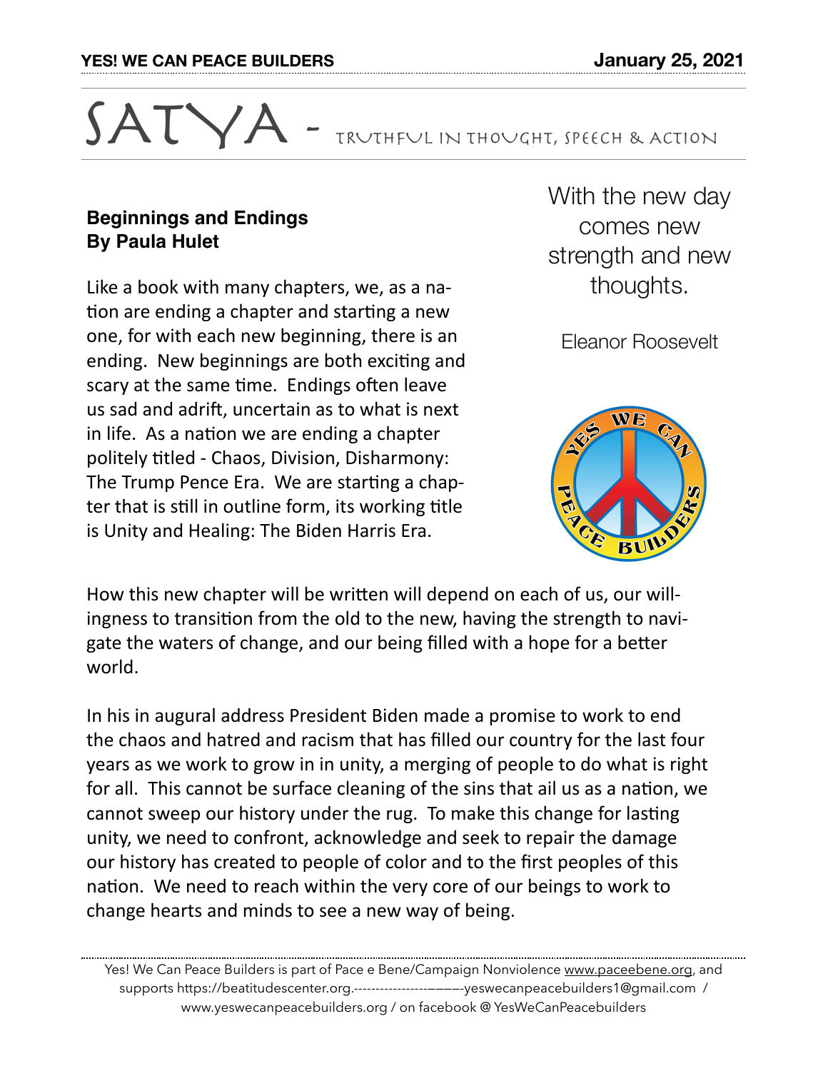# SATYA - Truthful in Thought, Speech & Action

## Beginnings and Endings
**By Paula Hulet**

Like a book with many chapters, we, as a nation are ending a chapter and starting a new one, for with each new beginning, there is an ending. New beginnings are both exciting and scary at the same time. Endings often leave us sad and adrift, uncertain as to what is next in life. As a nation we are ending a chapter politely titled - Chaos, Division, Disharmony: The Trump Pence Era. We are starting a chapter that is still in outline form, its working title is Unity and Healing: The Biden Harris Era.

> With the new day comes new strength and new thoughts.
>
> Eleanor Roosevelt

How this new chapter will be written will depend on each of us, our willingness to transition from the old to the new, having the strength to navigate the waters of change, and our being filled with a hope for a better world.

In his in augural address President Biden made a promise to work to end the chaos and hatred and racism that has filled our country for the last four years as we work to grow in in unity, a merging of people to do what is right for all. This cannot be surface cleaning of the sins that ail us as a nation, we cannot sweep our history under the rug. To make this change for lasting unity, we need to confront, acknowledge and seek to repair the damage our history has created to people of color and to the first peoples of this nation. We need to reach within the very core of our beings to work to change hearts and minds to see a new way of being.

Yes! We Can Peace Builders is part of Pace e Bene/Campaign Nonviolence www.paceebene.org, and supports https://beatitudescenter.org.-------------------———-yeswecanpeacebuilders1@gmail.com / www.yeswecanpeacebuilders.org / on facebook @ YesWeCanPeacebuilders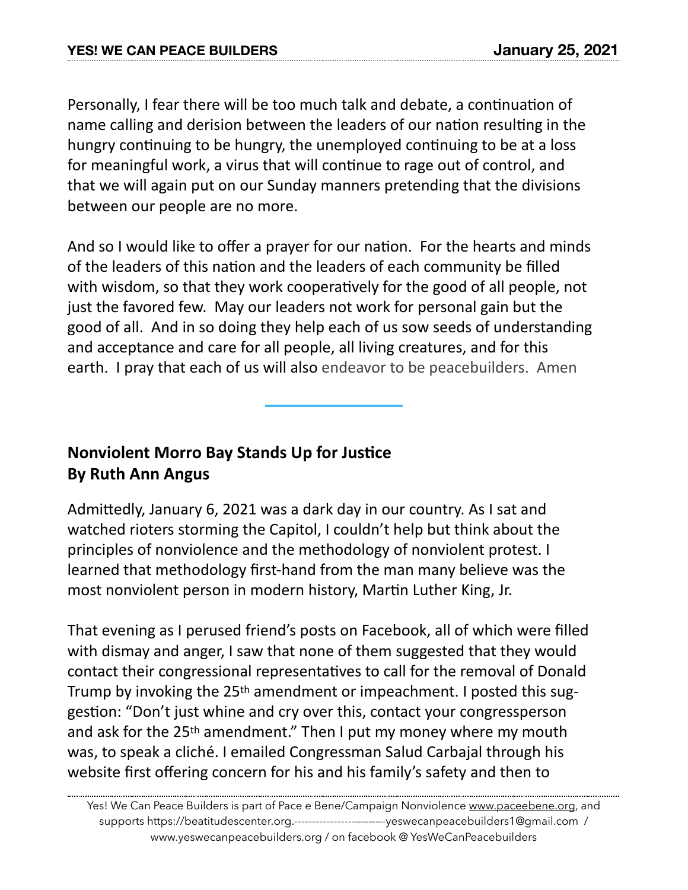Personally, I fear there will be too much talk and debate, a continuation of name calling and derision between the leaders of our nation resulting in the hungry continuing to be hungry, the unemployed continuing to be at a loss for meaningful work, a virus that will continue to rage out of control, and that we will again put on our Sunday manners pretending that the divisions between our people are no more.

And so I would like to offer a prayer for our nation. For the hearts and minds of the leaders of this nation and the leaders of each community be filled with wisdom, so that they work cooperatively for the good of all people, not just the favored few. May our leaders not work for personal gain but the good of all. And in so doing they help each of us sow seeds of understanding and acceptance and care for all people, all living creatures, and for this earth. I pray that each of us will also endeavor to be peacebuilders. Amen

---

## Nonviolent Morro Bay Stands Up for Justice
## By Ruth Ann Angus

Admittedly, January 6, 2021 was a dark day in our country. As I sat and watched rioters storming the Capitol, I couldn't help but think about the principles of nonviolence and the methodology of nonviolent protest. I learned that methodology first-hand from the man many believe was the most nonviolent person in modern history, Martin Luther King, Jr.

That evening as I perused friend's posts on Facebook, all of which were filled with dismay and anger, I saw that none of them suggested that they would contact their congressional representatives to call for the removal of Donald Trump by invoking the 25th amendment or impeachment. I posted this suggestion: "Don't just whine and cry over this, contact your congressperson and ask for the 25th amendment." Then I put my money where my mouth was, to speak a cliché. I emailed Congressman Salud Carbajal through his website first offering concern for his and his family's safety and then to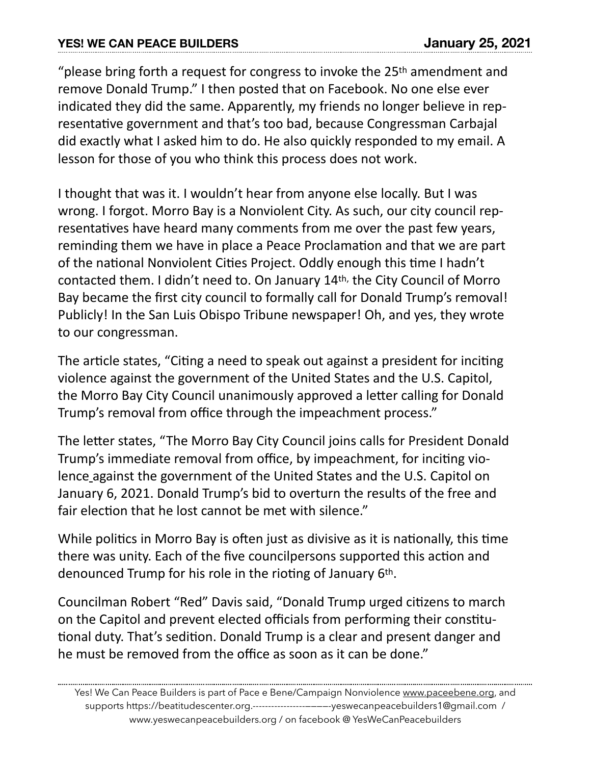"please bring forth a request for congress to invoke the 25th amendment and remove Donald Trump." I then posted that on Facebook. No one else ever indicated they did the same. Apparently, my friends no longer believe in representative government and that's too bad, because Congressman Carbajal did exactly what I asked him to do. He also quickly responded to my email. A lesson for those of you who think this process does not work.

I thought that was it. I wouldn't hear from anyone else locally. But I was wrong. I forgot. Morro Bay is a Nonviolent City. As such, our city council representatives have heard many comments from me over the past few years, reminding them we have in place a Peace Proclamation and that we are part of the national Nonviolent Cities Project. Oddly enough this time I hadn't contacted them. I didn't need to. On January 14th, the City Council of Morro Bay became the first city council to formally call for Donald Trump's removal! Publicly! In the San Luis Obispo Tribune newspaper! Oh, and yes, they wrote to our congressman.

The article states, "Citing a need to speak out against a president for inciting violence against the government of the United States and the U.S. Capitol, the Morro Bay City Council unanimously approved a letter calling for Donald Trump's removal from office through the impeachment process."

The letter states, "The Morro Bay City Council joins calls for President Donald Trump's immediate removal from office, by impeachment, for inciting violence against the government of the United States and the U.S. Capitol on January 6, 2021. Donald Trump's bid to overturn the results of the free and fair election that he lost cannot be met with silence."

While politics in Morro Bay is often just as divisive as it is nationally, this time there was unity. Each of the five councilpersons supported this action and denounced Trump for his role in the rioting of January 6th.

Councilman Robert "Red" Davis said, "Donald Trump urged citizens to march on the Capitol and prevent elected officials from performing their constitutional duty. That's sedition. Donald Trump is a clear and present danger and he must be removed from the office as soon as it can be done."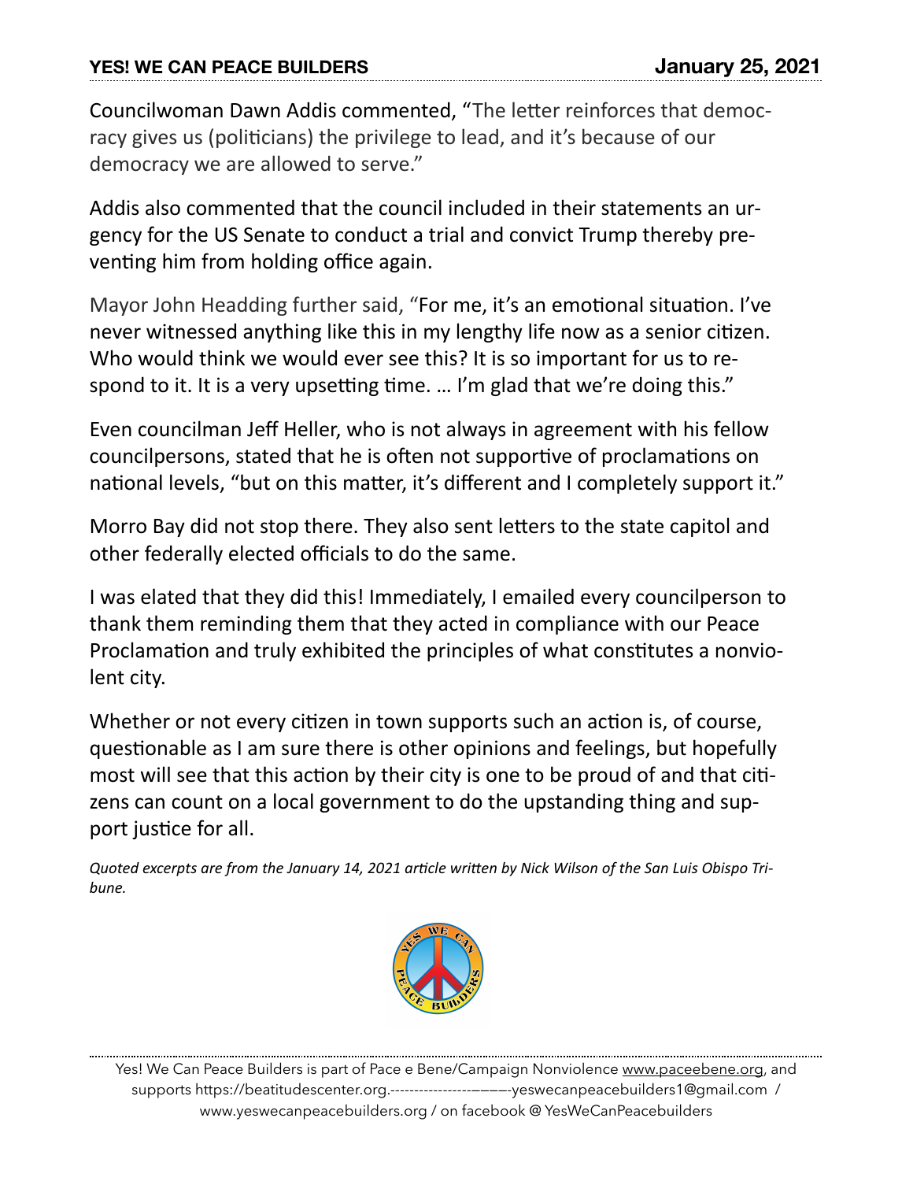Councilwoman Dawn Addis commented, "The letter reinforces that democracy gives us (politicians) the privilege to lead, and it's because of our democracy we are allowed to serve."

Addis also commented that the council included in their statements an urgency for the US Senate to conduct a trial and convict Trump thereby preventing him from holding office again.

Mayor John Headding further said, "For me, it's an emotional situation. I've never witnessed anything like this in my lengthy life now as a senior citizen. Who would think we would ever see this? It is so important for us to respond to it. It is a very upsetting time. … I'm glad that we're doing this."

Even councilman Jeff Heller, who is not always in agreement with his fellow councilpersons, stated that he is often not supportive of proclamations on national levels, "but on this matter, it's different and I completely support it."

Morro Bay did not stop there. They also sent letters to the state capitol and other federally elected officials to do the same.

I was elated that they did this! Immediately, I emailed every councilperson to thank them reminding them that they acted in compliance with our Peace Proclamation and truly exhibited the principles of what constitutes a nonviolent city.

Whether or not every citizen in town supports such an action is, of course, questionable as I am sure there is other opinions and feelings, but hopefully most will see that this action by their city is one to be proud of and that citizens can count on a local government to do the upstanding thing and support justice for all.

*Quoted excerpts are from the January 14, 2021 article written by Nick Wilson of the San Luis Obispo Tribune.*